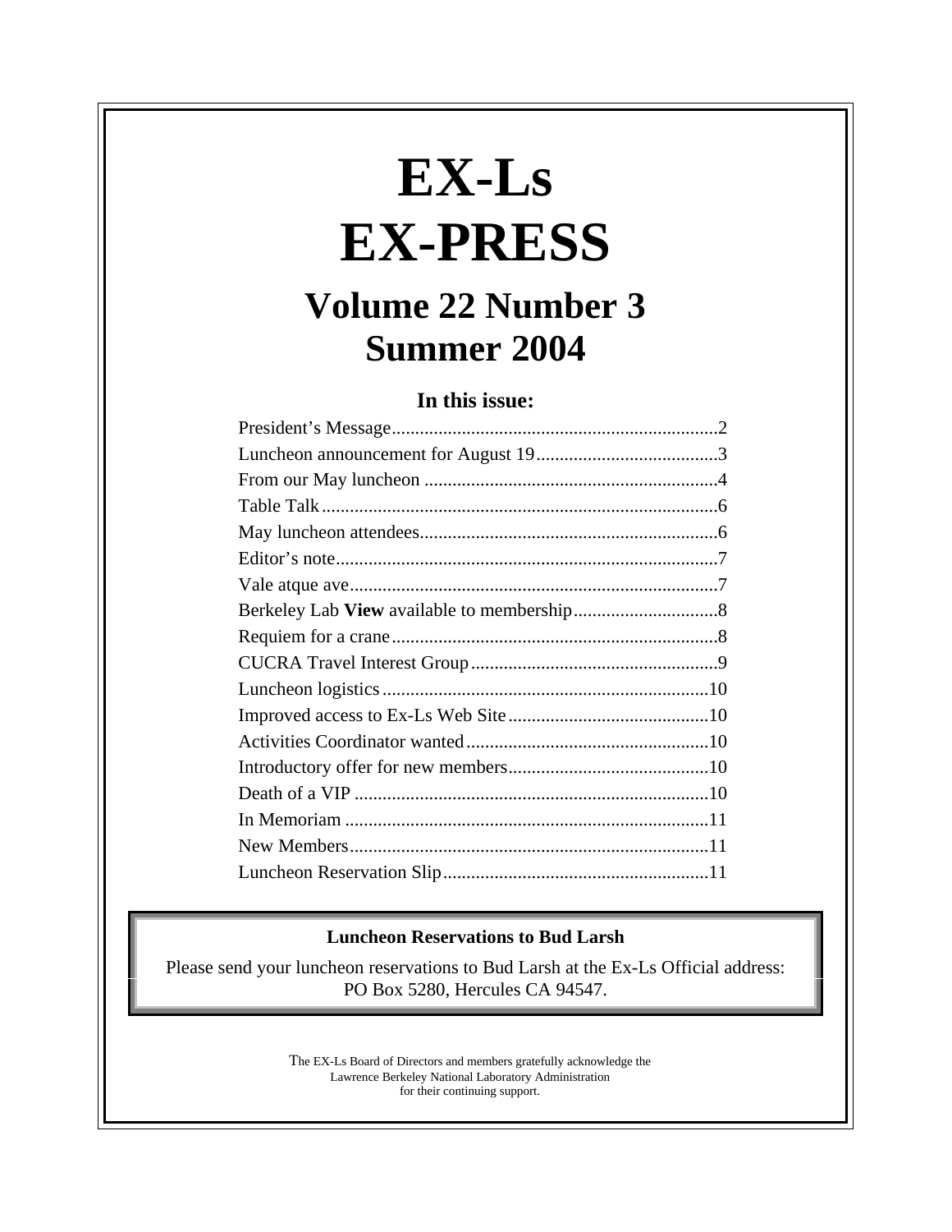# EX-Ls EX-PRESS

## Volume 22 Number 3
## Summer 2004

### In this issue:

| | |
|---|---|
| President's Message | 2 |
| Luncheon announcement for August 19 | 3 |
| From our May luncheon | 4 |
| Table Talk | 6 |
| May luncheon attendees | 6 |
| Editor's note | 7 |
| Vale atque ave | 7 |
| Berkeley Lab **View** available to membership | 8 |
| Requiem for a crane | 8 |
| CUCRA Travel Interest Group | 9 |
| Luncheon logistics | 10 |
| Improved access to Ex-Ls Web Site | 10 |
| Activities Coordinator wanted | 10 |
| Introductory offer for new members | 10 |
| Death of a VIP | 10 |
| In Memoriam | 11 |
| New Members | 11 |
| Luncheon Reservation Slip | 11 |

**Luncheon Reservations to Bud Larsh**

Please send your luncheon reservations to Bud Larsh at the Ex-Ls Official address: PO Box 5280, Hercules CA 94547.

The EX-Ls Board of Directors and members gratefully acknowledge the Lawrence Berkeley National Laboratory Administration for their continuing support.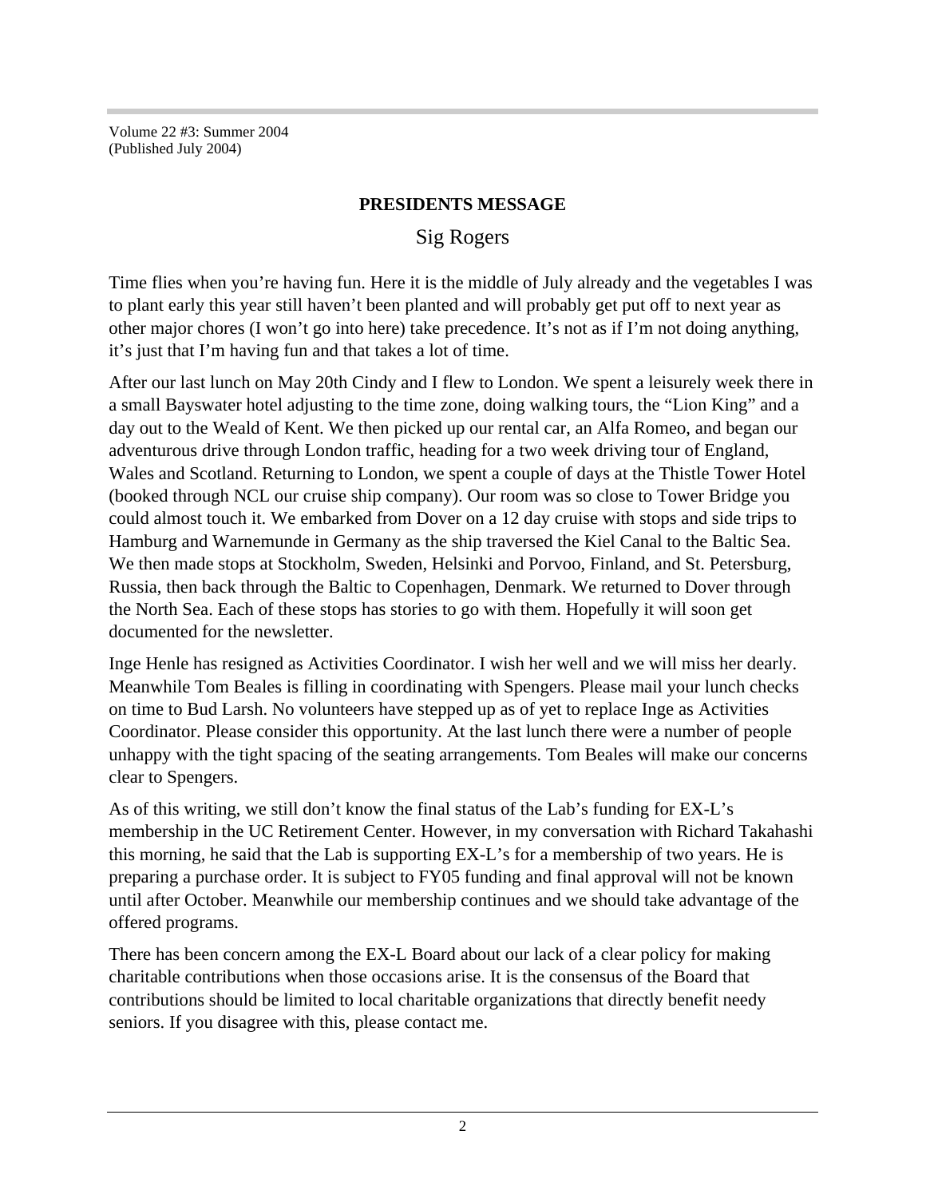Volume 22 #3: Summer 2004
(Published July 2004)

## PRESIDENTS MESSAGE

### Sig Rogers

Time flies when you're having fun. Here it is the middle of July already and the vegetables I was to plant early this year still haven't been planted and will probably get put off to next year as other major chores (I won't go into here) take precedence. It's not as if I'm not doing anything, it's just that I'm having fun and that takes a lot of time.

After our last lunch on May 20th Cindy and I flew to London. We spent a leisurely week there in a small Bayswater hotel adjusting to the time zone, doing walking tours, the "Lion King" and a day out to the Weald of Kent. We then picked up our rental car, an Alfa Romeo, and began our adventurous drive through London traffic, heading for a two week driving tour of England, Wales and Scotland. Returning to London, we spent a couple of days at the Thistle Tower Hotel (booked through NCL our cruise ship company). Our room was so close to Tower Bridge you could almost touch it. We embarked from Dover on a 12 day cruise with stops and side trips to Hamburg and Warnemunde in Germany as the ship traversed the Kiel Canal to the Baltic Sea. We then made stops at Stockholm, Sweden, Helsinki and Porvoo, Finland, and St. Petersburg, Russia, then back through the Baltic to Copenhagen, Denmark. We returned to Dover through the North Sea. Each of these stops has stories to go with them. Hopefully it will soon get documented for the newsletter.

Inge Henle has resigned as Activities Coordinator. I wish her well and we will miss her dearly. Meanwhile Tom Beales is filling in coordinating with Spengers. Please mail your lunch checks on time to Bud Larsh. No volunteers have stepped up as of yet to replace Inge as Activities Coordinator. Please consider this opportunity. At the last lunch there were a number of people unhappy with the tight spacing of the seating arrangements. Tom Beales will make our concerns clear to Spengers.

As of this writing, we still don't know the final status of the Lab's funding for EX-L's membership in the UC Retirement Center. However, in my conversation with Richard Takahashi this morning, he said that the Lab is supporting EX-L's for a membership of two years. He is preparing a purchase order. It is subject to FY05 funding and final approval will not be known until after October. Meanwhile our membership continues and we should take advantage of the offered programs.

There has been concern among the EX-L Board about our lack of a clear policy for making charitable contributions when those occasions arise. It is the consensus of the Board that contributions should be limited to local charitable organizations that directly benefit needy seniors. If you disagree with this, please contact me.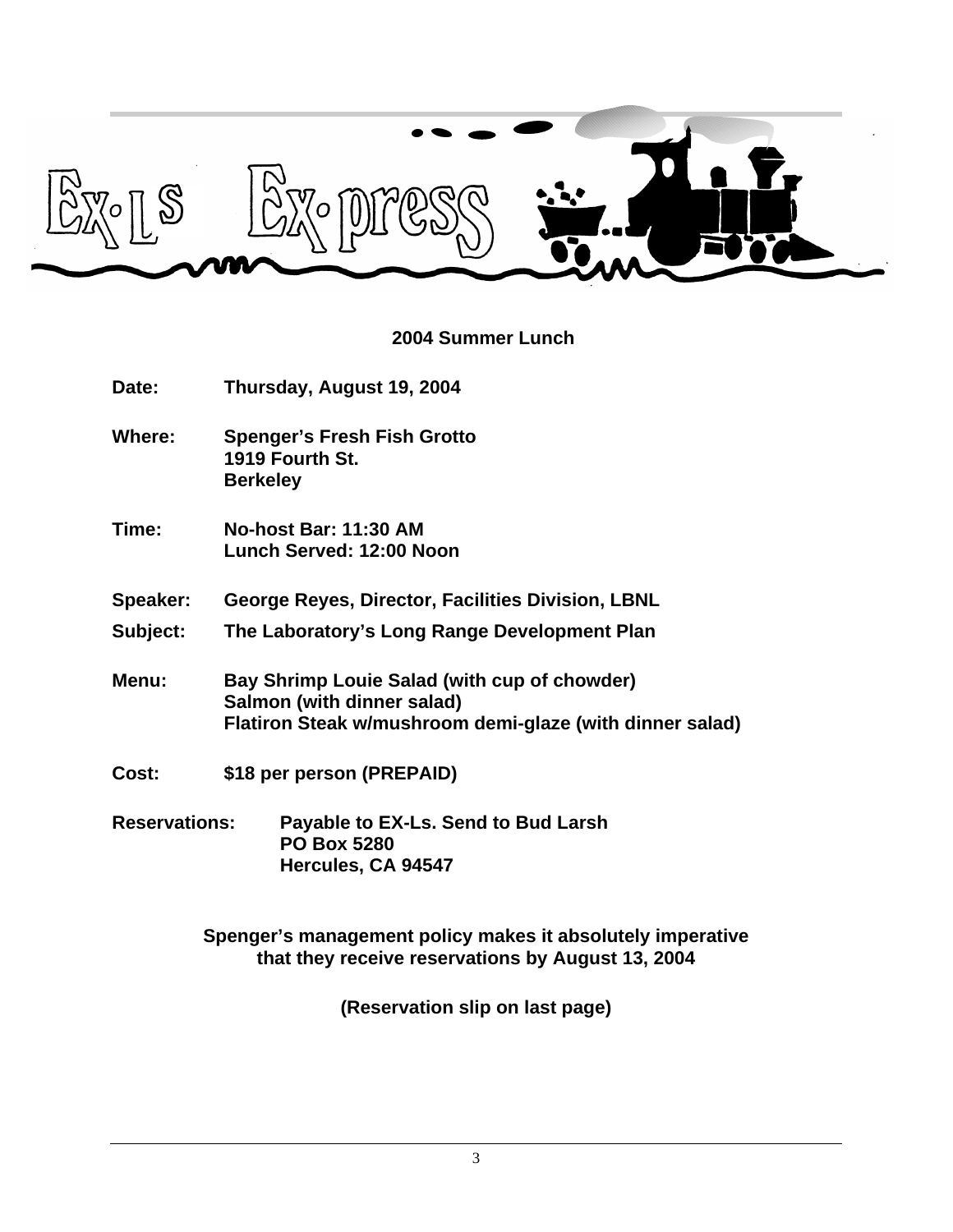## 2004 Summer Lunch

**Date:** Thursday, August 19, 2004

**Where:** Spenger's Fresh Fish Grotto
1919 Fourth St.
Berkeley

**Time:** No-host Bar: 11:30 AM
Lunch Served: 12:00 Noon

**Speaker:** George Reyes, Director, Facilities Division, LBNL

**Subject:** The Laboratory's Long Range Development Plan

**Menu:** Bay Shrimp Louie Salad (with cup of chowder)
Salmon (with dinner salad)
Flatiron Steak w/mushroom demi-glaze (with dinner salad)

**Cost:** $18 per person (PREPAID)

**Reservations:** Payable to EX-Ls. Send to Bud Larsh
PO Box 5280
Hercules, CA 94547

**Spenger's management policy makes it absolutely imperative that they receive reservations by August 13, 2004**

**(Reservation slip on last page)**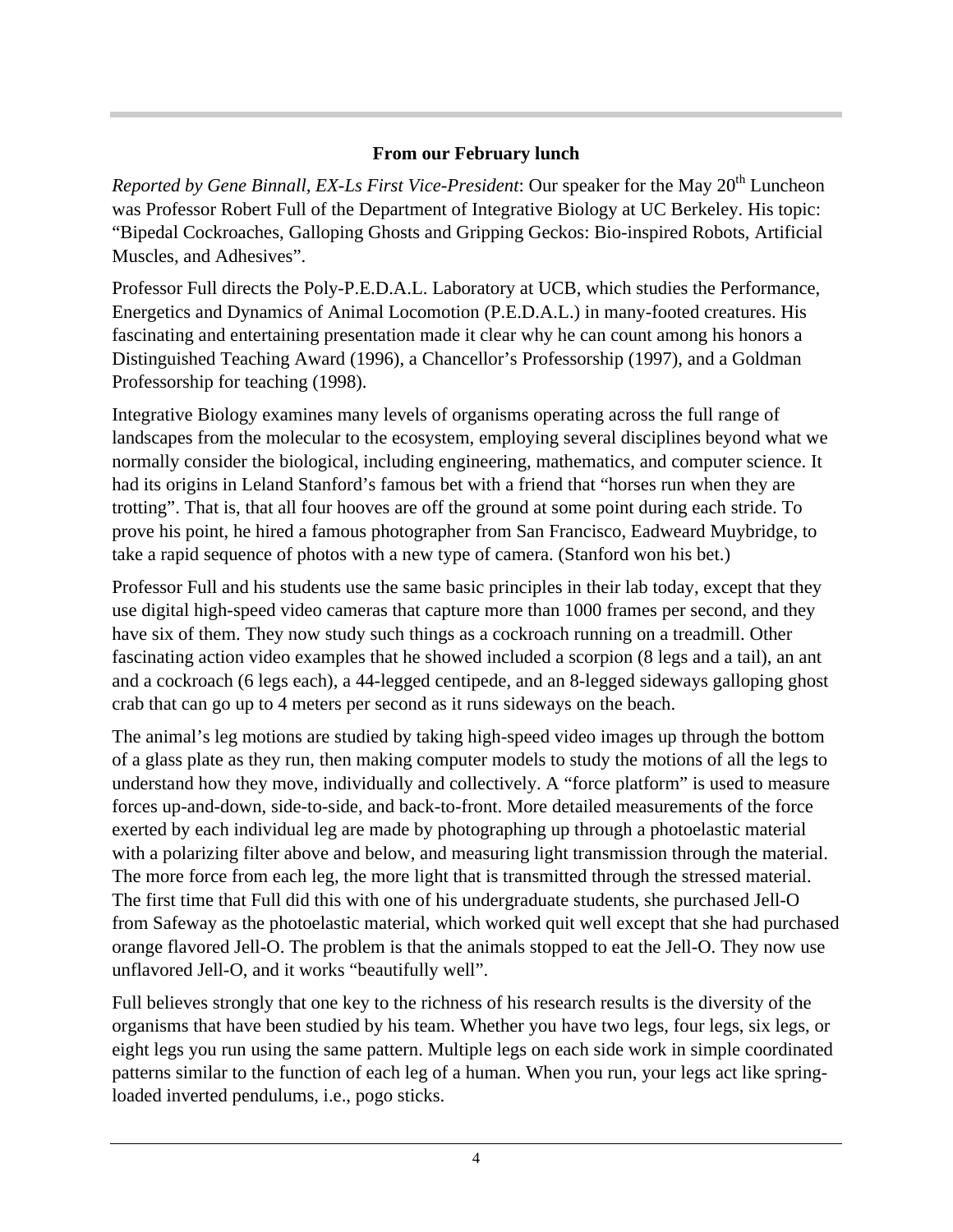### From our February lunch

*Reported by Gene Binnall, EX-Ls First Vice-President*: Our speaker for the May 20th Luncheon was Professor Robert Full of the Department of Integrative Biology at UC Berkeley. His topic: "Bipedal Cockroaches, Galloping Ghosts and Gripping Geckos: Bio-inspired Robots, Artificial Muscles, and Adhesives".

Professor Full directs the Poly-P.E.D.A.L. Laboratory at UCB, which studies the Performance, Energetics and Dynamics of Animal Locomotion (P.E.D.A.L.) in many-footed creatures. His fascinating and entertaining presentation made it clear why he can count among his honors a Distinguished Teaching Award (1996), a Chancellor's Professorship (1997), and a Goldman Professorship for teaching (1998).

Integrative Biology examines many levels of organisms operating across the full range of landscapes from the molecular to the ecosystem, employing several disciplines beyond what we normally consider the biological, including engineering, mathematics, and computer science. It had its origins in Leland Stanford's famous bet with a friend that "horses run when they are trotting". That is, that all four hooves are off the ground at some point during each stride. To prove his point, he hired a famous photographer from San Francisco, Eadweard Muybridge, to take a rapid sequence of photos with a new type of camera. (Stanford won his bet.)

Professor Full and his students use the same basic principles in their lab today, except that they use digital high-speed video cameras that capture more than 1000 frames per second, and they have six of them. They now study such things as a cockroach running on a treadmill. Other fascinating action video examples that he showed included a scorpion (8 legs and a tail), an ant and a cockroach (6 legs each), a 44-legged centipede, and an 8-legged sideways galloping ghost crab that can go up to 4 meters per second as it runs sideways on the beach.

The animal's leg motions are studied by taking high-speed video images up through the bottom of a glass plate as they run, then making computer models to study the motions of all the legs to understand how they move, individually and collectively. A "force platform" is used to measure forces up-and-down, side-to-side, and back-to-front. More detailed measurements of the force exerted by each individual leg are made by photographing up through a photoelastic material with a polarizing filter above and below, and measuring light transmission through the material. The more force from each leg, the more light that is transmitted through the stressed material. The first time that Full did this with one of his undergraduate students, she purchased Jell-O from Safeway as the photoelastic material, which worked quit well except that she had purchased orange flavored Jell-O. The problem is that the animals stopped to eat the Jell-O. They now use unflavored Jell-O, and it works "beautifully well".

Full believes strongly that one key to the richness of his research results is the diversity of the organisms that have been studied by his team. Whether you have two legs, four legs, six legs, or eight legs you run using the same pattern. Multiple legs on each side work in simple coordinated patterns similar to the function of each leg of a human. When you run, your legs act like spring-loaded inverted pendulums, i.e., pogo sticks.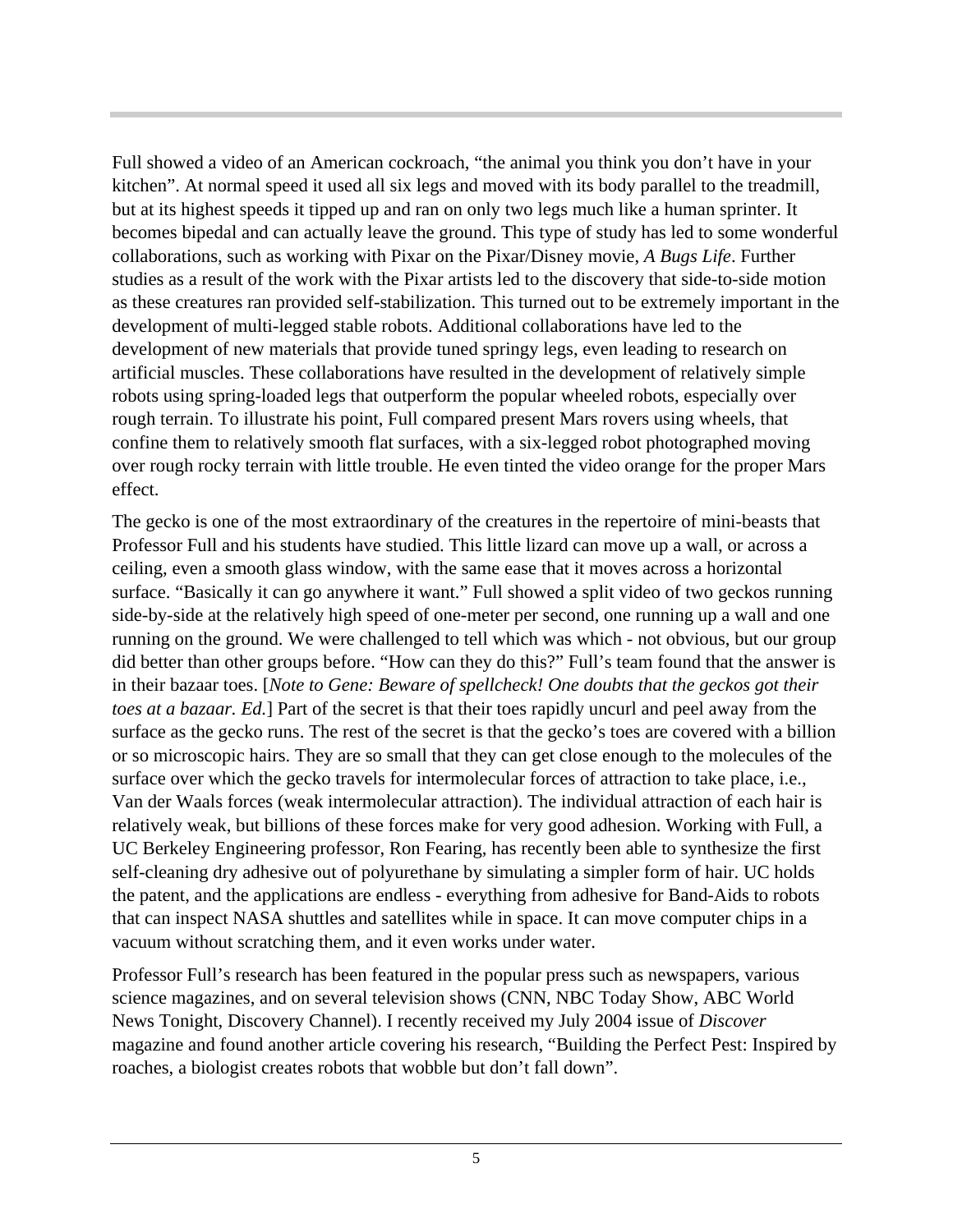Full showed a video of an American cockroach, “the animal you think you don’t have in your kitchen”. At normal speed it used all six legs and moved with its body parallel to the treadmill, but at its highest speeds it tipped up and ran on only two legs much like a human sprinter. It becomes bipedal and can actually leave the ground. This type of study has led to some wonderful collaborations, such as working with Pixar on the Pixar/Disney movie, *A Bugs Life*. Further studies as a result of the work with the Pixar artists led to the discovery that side-to-side motion as these creatures ran provided self-stabilization. This turned out to be extremely important in the development of multi-legged stable robots. Additional collaborations have led to the development of new materials that provide tuned springy legs, even leading to research on artificial muscles. These collaborations have resulted in the development of relatively simple robots using spring-loaded legs that outperform the popular wheeled robots, especially over rough terrain. To illustrate his point, Full compared present Mars rovers using wheels, that confine them to relatively smooth flat surfaces, with a six-legged robot photographed moving over rough rocky terrain with little trouble. He even tinted the video orange for the proper Mars effect.

The gecko is one of the most extraordinary of the creatures in the repertoire of mini-beasts that Professor Full and his students have studied. This little lizard can move up a wall, or across a ceiling, even a smooth glass window, with the same ease that it moves across a horizontal surface. “Basically it can go anywhere it want.” Full showed a split video of two geckos running side-by-side at the relatively high speed of one-meter per second, one running up a wall and one running on the ground. We were challenged to tell which was which - not obvious, but our group did better than other groups before. “How can they do this?” Full’s team found that the answer is in their bazaar toes. [*Note to Gene: Beware of spellcheck! One doubts that the geckos got their toes at a bazaar. Ed.*] Part of the secret is that their toes rapidly uncurl and peel away from the surface as the gecko runs. The rest of the secret is that the gecko’s toes are covered with a billion or so microscopic hairs. They are so small that they can get close enough to the molecules of the surface over which the gecko travels for intermolecular forces of attraction to take place, i.e., Van der Waals forces (weak intermolecular attraction). The individual attraction of each hair is relatively weak, but billions of these forces make for very good adhesion. Working with Full, a UC Berkeley Engineering professor, Ron Fearing, has recently been able to synthesize the first self-cleaning dry adhesive out of polyurethane by simulating a simpler form of hair. UC holds the patent, and the applications are endless - everything from adhesive for Band-Aids to robots that can inspect NASA shuttles and satellites while in space. It can move computer chips in a vacuum without scratching them, and it even works under water.

Professor Full’s research has been featured in the popular press such as newspapers, various science magazines, and on several television shows (CNN, NBC Today Show, ABC World News Tonight, Discovery Channel). I recently received my July 2004 issue of *Discover* magazine and found another article covering his research, “Building the Perfect Pest: Inspired by roaches, a biologist creates robots that wobble but don’t fall down”.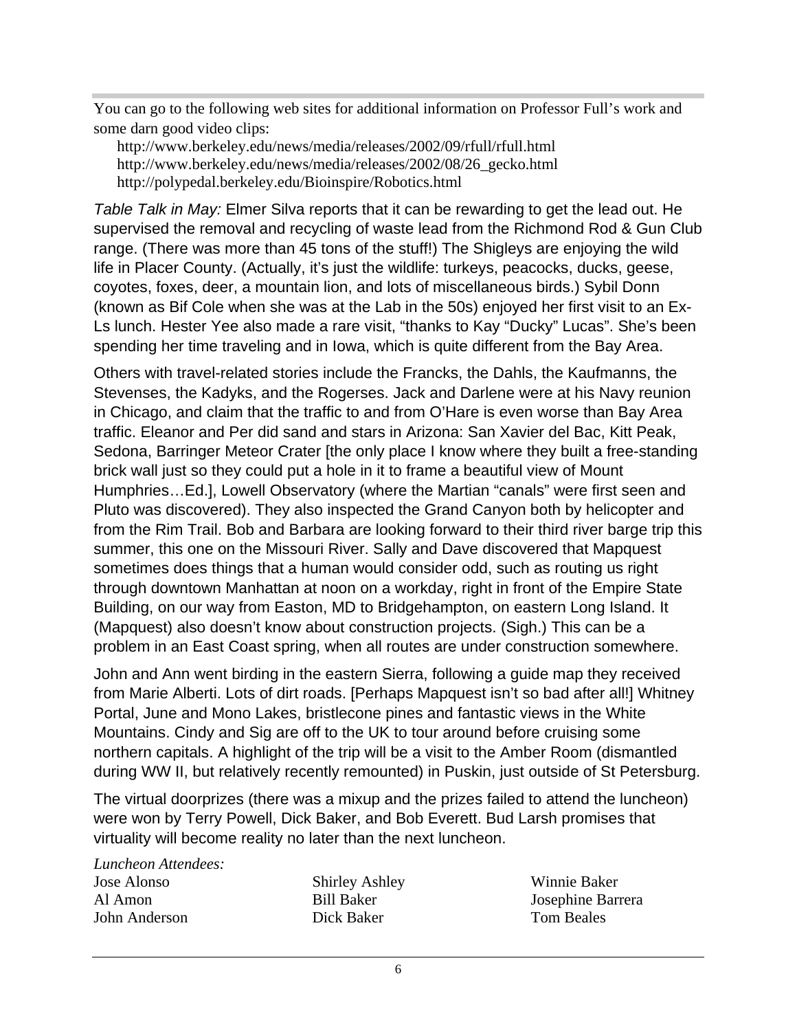You can go to the following web sites for additional information on Professor Full's work and some darn good video clips:

http://www.berkeley.edu/news/media/releases/2002/09/rfull/rfull.html
http://www.berkeley.edu/news/media/releases/2002/08/26_gecko.html
http://polypedal.berkeley.edu/Bioinspire/Robotics.html

*Table Talk in May:* Elmer Silva reports that it can be rewarding to get the lead out. He supervised the removal and recycling of waste lead from the Richmond Rod & Gun Club range. (There was more than 45 tons of the stuff!) The Shigleys are enjoying the wild life in Placer County. (Actually, it's just the wildlife: turkeys, peacocks, ducks, geese, coyotes, foxes, deer, a mountain lion, and lots of miscellaneous birds.) Sybil Donn (known as Bif Cole when she was at the Lab in the 50s) enjoyed her first visit to an Ex-Ls lunch. Hester Yee also made a rare visit, "thanks to Kay "Ducky" Lucas". She's been spending her time traveling and in Iowa, which is quite different from the Bay Area.

Others with travel-related stories include the Francks, the Dahls, the Kaufmanns, the Stevenses, the Kadyks, and the Rogerses. Jack and Darlene were at his Navy reunion in Chicago, and claim that the traffic to and from O'Hare is even worse than Bay Area traffic. Eleanor and Per did sand and stars in Arizona: San Xavier del Bac, Kitt Peak, Sedona, Barringer Meteor Crater [the only place I know where they built a free-standing brick wall just so they could put a hole in it to frame a beautiful view of Mount Humphries…Ed.], Lowell Observatory (where the Martian "canals" were first seen and Pluto was discovered). They also inspected the Grand Canyon both by helicopter and from the Rim Trail. Bob and Barbara are looking forward to their third river barge trip this summer, this one on the Missouri River. Sally and Dave discovered that Mapquest sometimes does things that a human would consider odd, such as routing us right through downtown Manhattan at noon on a workday, right in front of the Empire State Building, on our way from Easton, MD to Bridgehampton, on eastern Long Island. It (Mapquest) also doesn't know about construction projects. (Sigh.) This can be a problem in an East Coast spring, when all routes are under construction somewhere.

John and Ann went birding in the eastern Sierra, following a guide map they received from Marie Alberti. Lots of dirt roads. [Perhaps Mapquest isn't so bad after all!] Whitney Portal, June and Mono Lakes, bristlecone pines and fantastic views in the White Mountains. Cindy and Sig are off to the UK to tour around before cruising some northern capitals. A highlight of the trip will be a visit to the Amber Room (dismantled during WW II, but relatively recently remounted) in Puskin, just outside of St Petersburg.

The virtual doorprizes (there was a mixup and the prizes failed to attend the luncheon) were won by Terry Powell, Dick Baker, and Bob Everett. Bud Larsh promises that virtuality will become reality no later than the next luncheon.

*Luncheon Attendees:*

| | | |
|---|---|---|
| Jose Alonso | Shirley Ashley | Winnie Baker |
| Al Amon | Bill Baker | Josephine Barrera |
| John Anderson | Dick Baker | Tom Beales |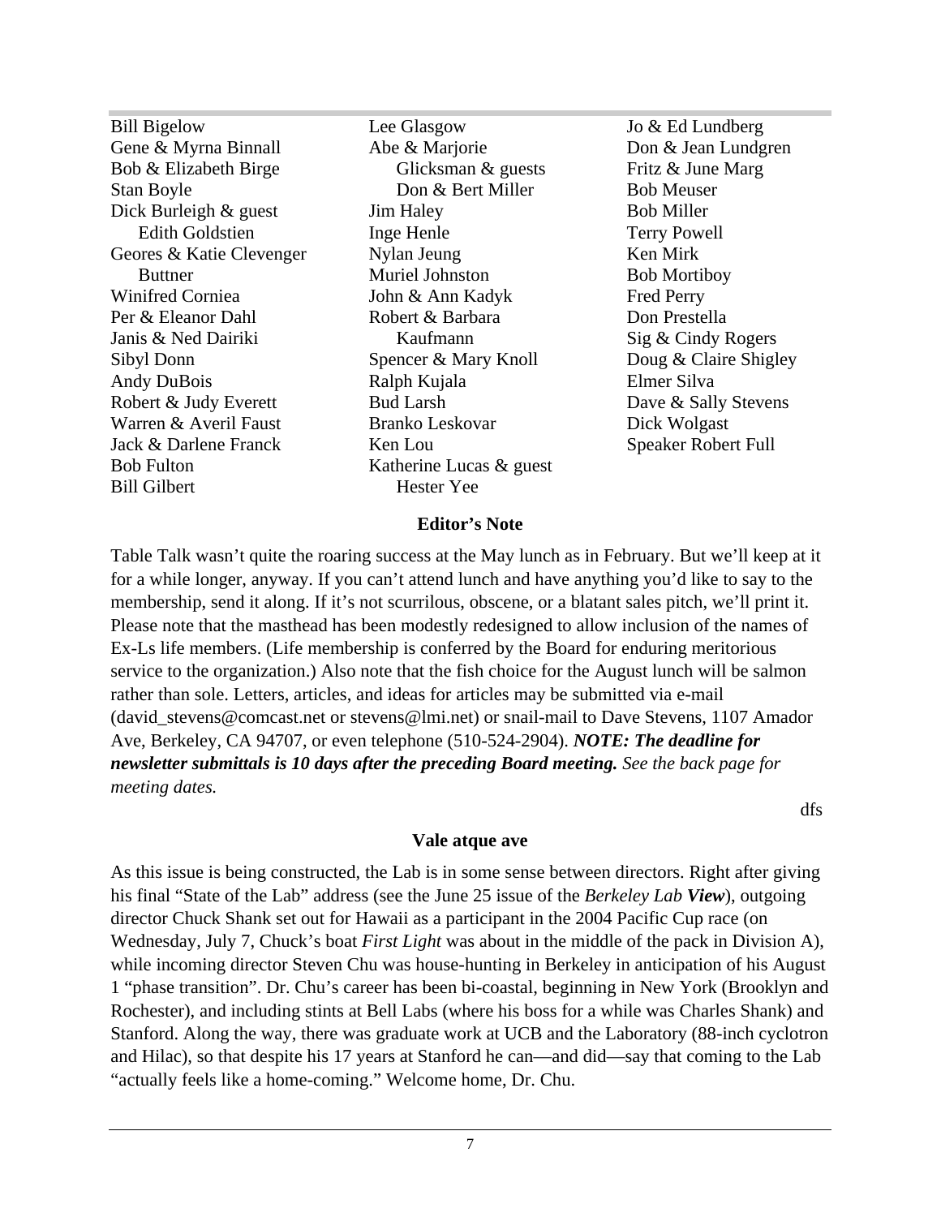Bill Bigelow
Gene & Myrna Binnall
Bob & Elizabeth Birge
Stan Boyle
Dick Burleigh & guest
Edith Goldstien
Geores & Katie Clevenger
Buttner
Winifred Corniea
Per & Eleanor Dahl
Janis & Ned Dairiki
Sibyl Donn
Andy DuBois
Robert & Judy Everett
Warren & Averil Faust
Jack & Darlene Franck
Bob Fulton
Bill Gilbert
Lee Glasgow
Abe & Marjorie
Glicksman & guests
Don & Bert Miller
Jim Haley
Inge Henle
Nylan Jeung
Muriel Johnston
John & Ann Kadyk
Robert & Barbara
Kaufmann
Spencer & Mary Knoll
Ralph Kujala
Bud Larsh
Branko Leskovar
Ken Lou
Katherine Lucas & guest
Hester Yee
Jo & Ed Lundberg
Don & Jean Lundgren
Fritz & June Marg
Bob Meuser
Bob Miller
Terry Powell
Ken Mirk
Bob Mortiboy
Fred Perry
Don Prestella
Sig & Cindy Rogers
Doug & Claire Shigley
Elmer Silva
Dave & Sally Stevens
Dick Wolgast
Speaker Robert Full

## Editor's Note

Table Talk wasn't quite the roaring success at the May lunch as in February. But we'll keep at it for a while longer, anyway. If you can't attend lunch and have anything you'd like to say to the membership, send it along. If it's not scurrilous, obscene, or a blatant sales pitch, we'll print it. Please note that the masthead has been modestly redesigned to allow inclusion of the names of Ex-Ls life members. (Life membership is conferred by the Board for enduring meritorious service to the organization.) Also note that the fish choice for the August lunch will be salmon rather than sole. Letters, articles, and ideas for articles may be submitted via e-mail (david_stevens@comcast.net or stevens@lmi.net) or snail-mail to Dave Stevens, 1107 Amador Ave, Berkeley, CA 94707, or even telephone (510-524-2904). ***NOTE: The deadline for newsletter submittals is 10 days after the preceding Board meeting.*** *See the back page for meeting dates.*

dfs

## Vale atque ave

As this issue is being constructed, the Lab is in some sense between directors. Right after giving his final "State of the Lab" address (see the June 25 issue of the *Berkeley Lab **View***), outgoing director Chuck Shank set out for Hawaii as a participant in the 2004 Pacific Cup race (on Wednesday, July 7, Chuck's boat *First Light* was about in the middle of the pack in Division A), while incoming director Steven Chu was house-hunting in Berkeley in anticipation of his August 1 "phase transition". Dr. Chu's career has been bi-coastal, beginning in New York (Brooklyn and Rochester), and including stints at Bell Labs (where his boss for a while was Charles Shank) and Stanford. Along the way, there was graduate work at UCB and the Laboratory (88-inch cyclotron and Hilac), so that despite his 17 years at Stanford he can—and did—say that coming to the Lab "actually feels like a home-coming." Welcome home, Dr. Chu.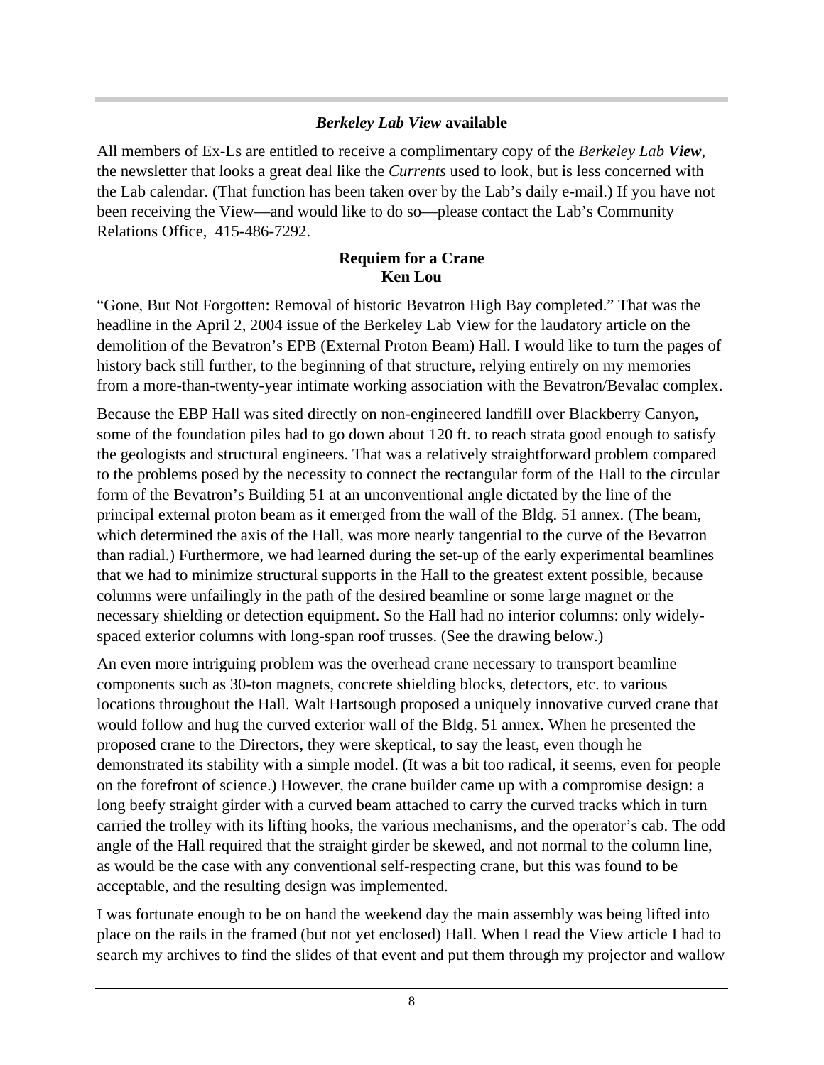---

## *Berkeley Lab View* available

All members of Ex-Ls are entitled to receive a complimentary copy of the *Berkeley Lab **View***, the newsletter that looks a great deal like the *Currents* used to look, but is less concerned with the Lab calendar. (That function has been taken over by the Lab's daily e-mail.) If you have not been receiving the View—and would like to do so—please contact the Lab's Community Relations Office, 415-486-7292.

## Requiem for a Crane
**Ken Lou**

"Gone, But Not Forgotten: Removal of historic Bevatron High Bay completed." That was the headline in the April 2, 2004 issue of the Berkeley Lab View for the laudatory article on the demolition of the Bevatron's EPB (External Proton Beam) Hall. I would like to turn the pages of history back still further, to the beginning of that structure, relying entirely on my memories from a more-than-twenty-year intimate working association with the Bevatron/Bevalac complex.

Because the EBP Hall was sited directly on non-engineered landfill over Blackberry Canyon, some of the foundation piles had to go down about 120 ft. to reach strata good enough to satisfy the geologists and structural engineers. That was a relatively straightforward problem compared to the problems posed by the necessity to connect the rectangular form of the Hall to the circular form of the Bevatron's Building 51 at an unconventional angle dictated by the line of the principal external proton beam as it emerged from the wall of the Bldg. 51 annex. (The beam, which determined the axis of the Hall, was more nearly tangential to the curve of the Bevatron than radial.) Furthermore, we had learned during the set-up of the early experimental beamlines that we had to minimize structural supports in the Hall to the greatest extent possible, because columns were unfailingly in the path of the desired beamline or some large magnet or the necessary shielding or detection equipment. So the Hall had no interior columns: only widely-spaced exterior columns with long-span roof trusses. (See the drawing below.)

An even more intriguing problem was the overhead crane necessary to transport beamline components such as 30-ton magnets, concrete shielding blocks, detectors, etc. to various locations throughout the Hall. Walt Hartsough proposed a uniquely innovative curved crane that would follow and hug the curved exterior wall of the Bldg. 51 annex. When he presented the proposed crane to the Directors, they were skeptical, to say the least, even though he demonstrated its stability with a simple model. (It was a bit too radical, it seems, even for people on the forefront of science.) However, the crane builder came up with a compromise design: a long beefy straight girder with a curved beam attached to carry the curved tracks which in turn carried the trolley with its lifting hooks, the various mechanisms, and the operator's cab. The odd angle of the Hall required that the straight girder be skewed, and not normal to the column line, as would be the case with any conventional self-respecting crane, but this was found to be acceptable, and the resulting design was implemented.

I was fortunate enough to be on hand the weekend day the main assembly was being lifted into place on the rails in the framed (but not yet enclosed) Hall. When I read the View article I had to search my archives to find the slides of that event and put them through my projector and wallow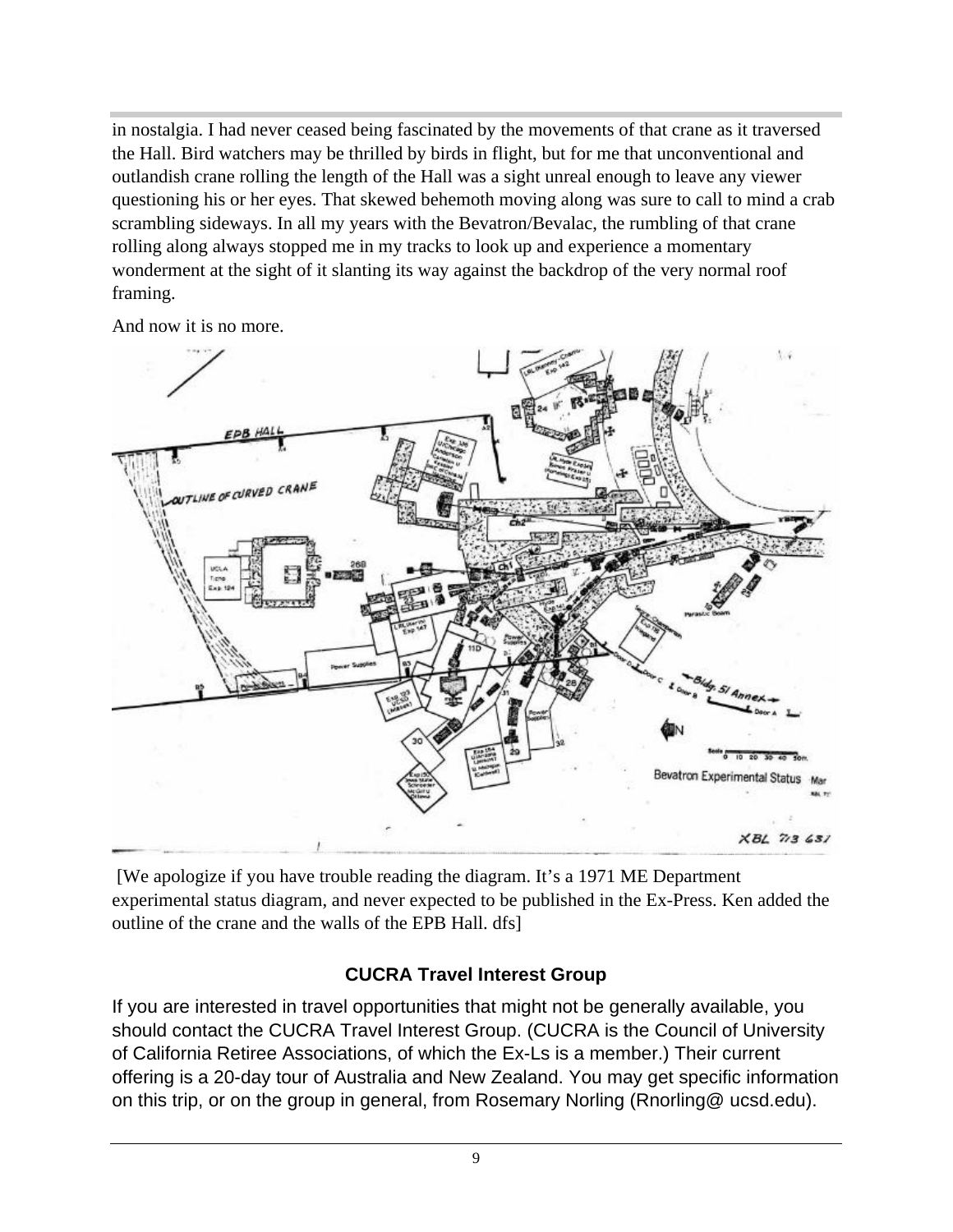in nostalgia. I had never ceased being fascinated by the movements of that crane as it traversed the Hall. Bird watchers may be thrilled by birds in flight, but for me that unconventional and outlandish crane rolling the length of the Hall was a sight unreal enough to leave any viewer questioning his or her eyes. That skewed behemoth moving along was sure to call to mind a crab scrambling sideways. In all my years with the Bevatron/Bevalac, the rumbling of that crane rolling along always stopped me in my tracks to look up and experience a momentary wonderment at the sight of it slanting its way against the backdrop of the very normal roof framing.

And now it is no more.

[We apologize if you have trouble reading the diagram. It's a 1971 ME Department experimental status diagram, and never expected to be published in the Ex-Press. Ken added the outline of the crane and the walls of the EPB Hall. dfs]

## CUCRA Travel Interest Group

If you are interested in travel opportunities that might not be generally available, you should contact the CUCRA Travel Interest Group. (CUCRA is the Council of University of California Retiree Associations, of which the Ex-Ls is a member.) Their current offering is a 20-day tour of Australia and New Zealand. You may get specific information on this trip, or on the group in general, from Rosemary Norling (Rnorling@ ucsd.edu).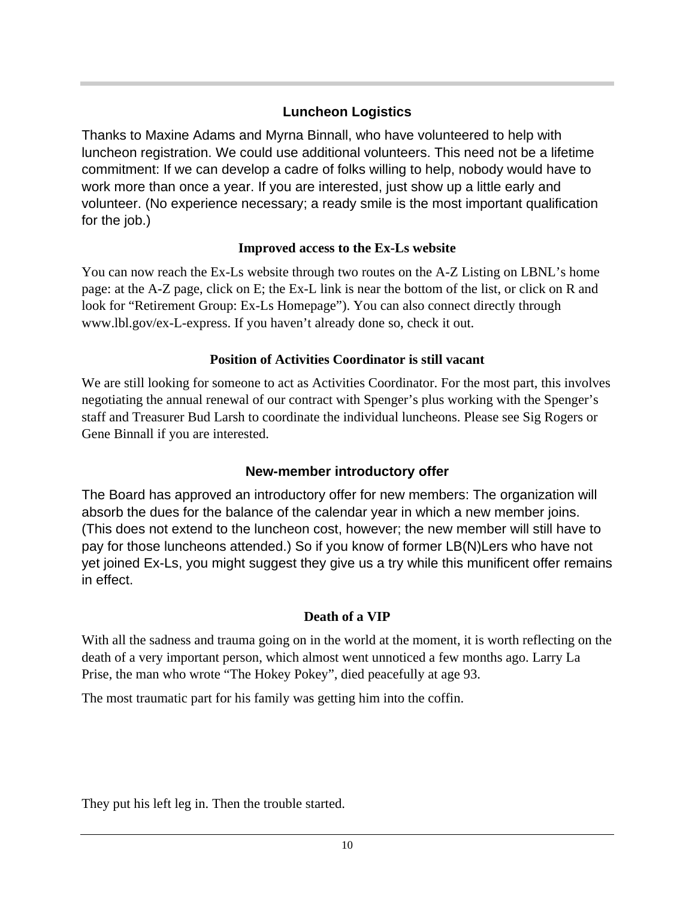### Luncheon Logistics

Thanks to Maxine Adams and Myrna Binnall, who have volunteered to help with luncheon registration. We could use additional volunteers. This need not be a lifetime commitment: If we can develop a cadre of folks willing to help, nobody would have to work more than once a year. If you are interested, just show up a little early and volunteer. (No experience necessary; a ready smile is the most important qualification for the job.)

### Improved access to the Ex-Ls website

You can now reach the Ex-Ls website through two routes on the A-Z Listing on LBNL's home page: at the A-Z page, click on E; the Ex-L link is near the bottom of the list, or click on R and look for "Retirement Group: Ex-Ls Homepage"). You can also connect directly through www.lbl.gov/ex-L-express. If you haven't already done so, check it out.

### Position of Activities Coordinator is still vacant

We are still looking for someone to act as Activities Coordinator. For the most part, this involves negotiating the annual renewal of our contract with Spenger's plus working with the Spenger's staff and Treasurer Bud Larsh to coordinate the individual luncheons. Please see Sig Rogers or Gene Binnall if you are interested.

### New-member introductory offer

The Board has approved an introductory offer for new members: The organization will absorb the dues for the balance of the calendar year in which a new member joins. (This does not extend to the luncheon cost, however; the new member will still have to pay for those luncheons attended.) So if you know of former LB(N)Lers who have not yet joined Ex-Ls, you might suggest they give us a try while this munificent offer remains in effect.

### Death of a VIP

With all the sadness and trauma going on in the world at the moment, it is worth reflecting on the death of a very important person, which almost went unnoticed a few months ago. Larry La Prise, the man who wrote "The Hokey Pokey", died peacefully at age 93.

The most traumatic part for his family was getting him into the coffin.

They put his left leg in. Then the trouble started.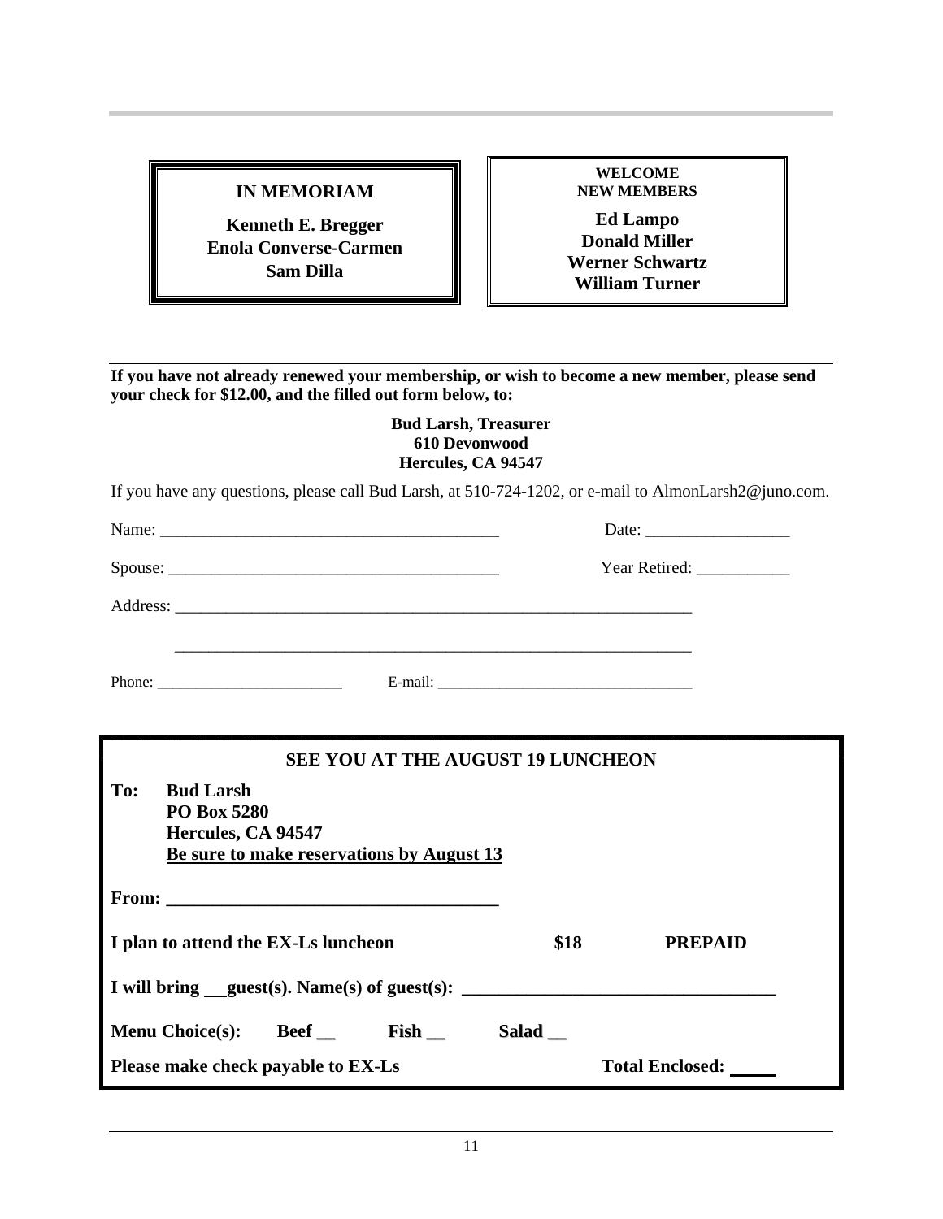**IN MEMORIAM**

**Kenneth E. Bregger**
**Enola Converse-Carmen**
**Sam Dilla**

**WELCOME NEW MEMBERS**

**Ed Lampo**
**Donald Miller**
**Werner Schwartz**
**William Turner**

---

**If you have not already renewed your membership, or wish to become a new member, please send your check for $12.00, and the filled out form below, to:**

**Bud Larsh, Treasurer**
**610 Devonwood**
**Hercules, CA 94547**

If you have any questions, please call Bud Larsh, at 510-724-1202, or e-mail to AlmonLarsh2@juno.com.

Name: ________________________________________ Date: _________________

Spouse: ______________________________________ Year Retired: ___________

Address: ______________________________________________________________

_______________________________________________________________________

Phone: ________________________ E-mail: _________________________________

---

**SEE YOU AT THE AUGUST 19 LUNCHEON**

**To: Bud Larsh**
**PO Box 5280**
**Hercules, CA 94547**
**Be sure to make reservations by August 13**

**From: ___________________________________**

**I plan to attend the EX-Ls luncheon $18 PREPAID**

**I will bring __guest(s). Name(s) of guest(s): _________________________________**

**Menu Choice(s): Beef __ Fish __ Salad __**

**Please make check payable to EX-Ls Total Enclosed: _____**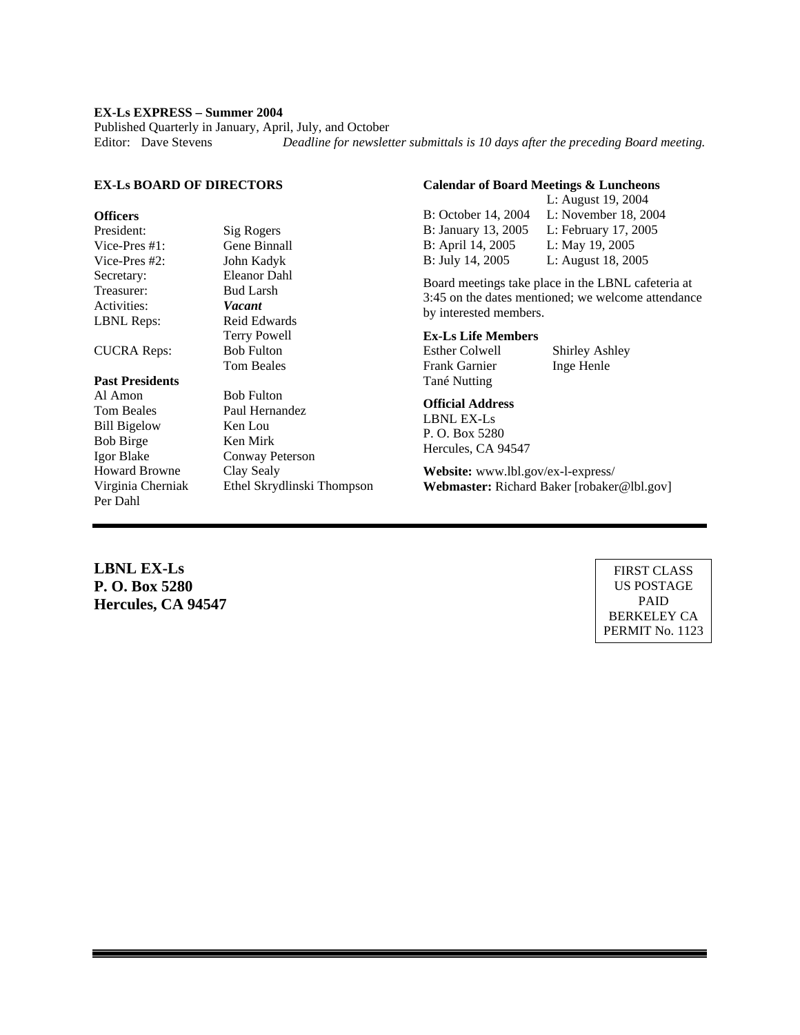**EX-Ls EXPRESS – Summer 2004**

Published Quarterly in January, April, July, and October

Editor: Dave Stevens *Deadline for newsletter submittals is 10 days after the preceding Board meeting.*

**EX-Ls BOARD OF DIRECTORS**

**Officers**

| | |
|---|---|
| President: | Sig Rogers |
| Vice-Pres #1: | Gene Binnall |
| Vice-Pres #2: | John Kadyk |
| Secretary: | Eleanor Dahl |
| Treasurer: | Bud Larsh |
| Activities: | ***Vacant*** |
| LBNL Reps: | Reid Edwards |
| | Terry Powell |
| CUCRA Reps: | Bob Fulton |
| | Tom Beales |

**Past Presidents**

Al Amon
Tom Beales
Bill Bigelow
Bob Birge
Igor Blake
Howard Browne
Virginia Cherniak
Per Dahl
Bob Fulton
Paul Hernandez
Ken Lou
Ken Mirk
Conway Peterson
Clay Sealy
Ethel Skrydlinski Thompson

**Calendar of Board Meetings & Luncheons**

| | |
|---|---|
| | L: August 19, 2004 |
| B: October 14, 2004 | L: November 18, 2004 |
| B: January 13, 2005 | L: February 17, 2005 |
| B: April 14, 2005 | L: May 19, 2005 |
| B: July 14, 2005 | L: August 18, 2005 |

Board meetings take place in the LBNL cafeteria at 3:45 on the dates mentioned; we welcome attendance by interested members.

**Ex-Ls Life Members**

Esther Colwell
Shirley Ashley
Frank Garnier
Inge Henle
Tané Nutting

**Official Address**

LBNL EX-Ls
P. O. Box 5280
Hercules, CA 94547

**Website:** www.lbl.gov/ex-l-express/
**Webmaster:** Richard Baker [robaker@lbl.gov]

---

**LBNL EX-Ls**
**P. O. Box 5280**
**Hercules, CA 94547**

FIRST CLASS
US POSTAGE
PAID
BERKELEY CA
PERMIT No. 1123